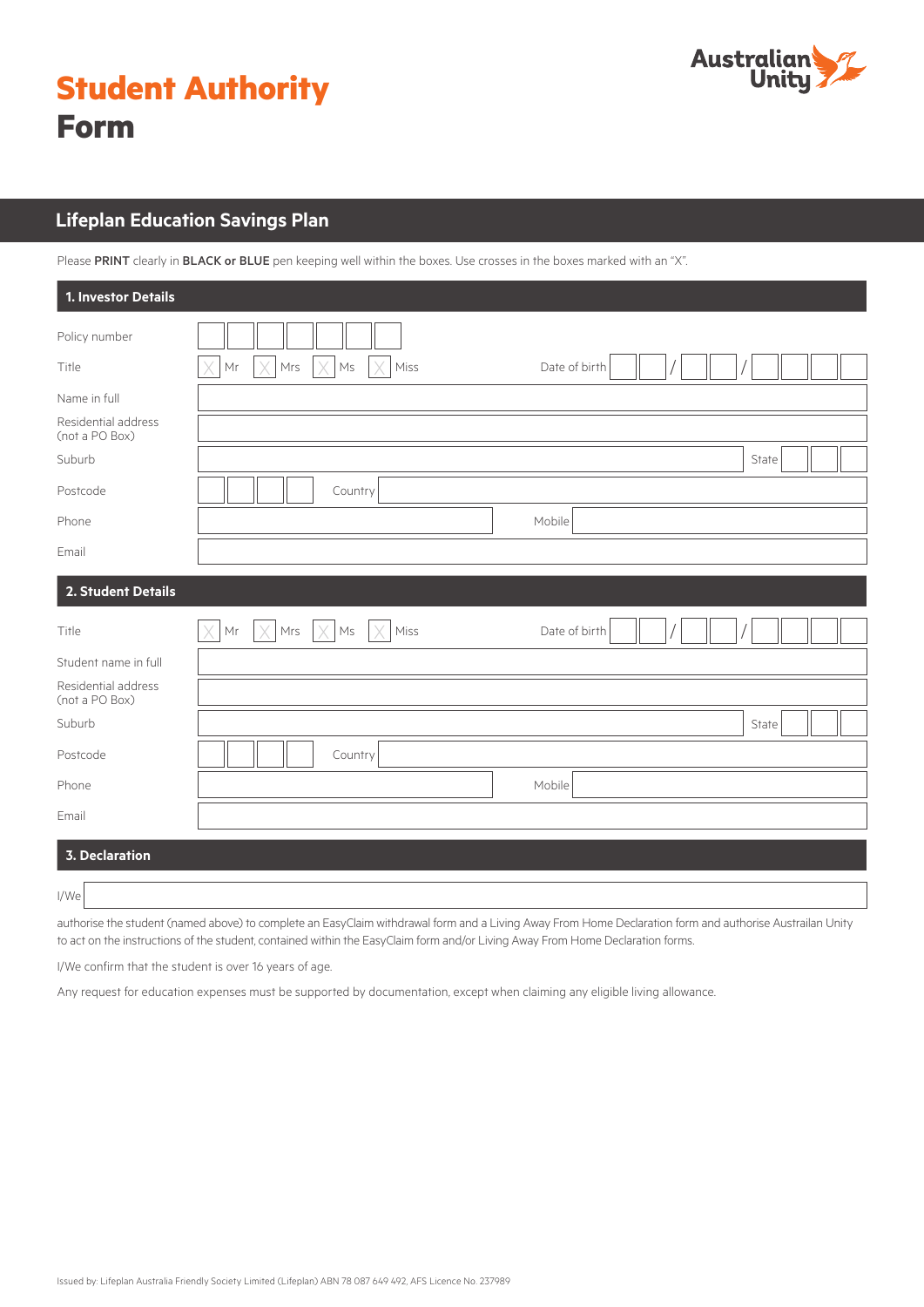# Student Authority Form

Australian Unity

## Lifeplan Education Savings Plan

Please **PRINT** clearly in **BLACK or BLUE** pen keeping well within the boxes. Use crosses in the boxes marked with an "X".

### 1. Investor Details

Policy number

Title ☐ Mr ☐ Mrs ☐ Ms ☐ Miss Date of birth __ __ / __ __ / __ __ __ __

Name in full

Residential address (not a PO Box)

Suburb State

Postcode Country

Phone Mobile

Email

### 2. Student Details

Title ☐ Mr ☐ Mrs ☐ Ms ☐ Miss Date of birth __ __ / __ __ / __ __ __ __

Student name in full

Residential address (not a PO Box)

Suburb State

Postcode Country

Phone Mobile

Email

### 3. Declaration

I/We

authorise the student (named above) to complete an EasyClaim withdrawal form and a Living Away From Home Declaration form and authorise Austrailan Unity to act on the instructions of the student, contained within the EasyClaim form and/or Living Away From Home Declaration forms.

I/We confirm that the student is over 16 years of age.

Any request for education expenses must be supported by documentation, except when claiming any eligible living allowance.

Issued by: Lifeplan Australia Friendly Society Limited (Lifeplan) ABN 78 087 649 492, AFS Licence No. 237989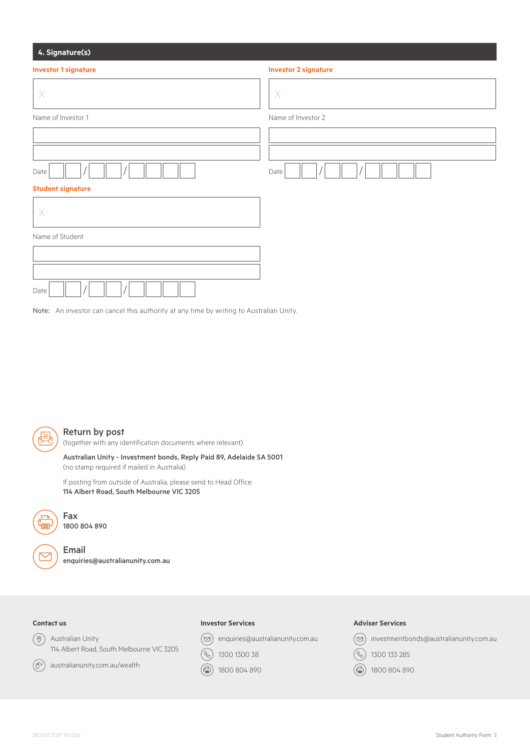## 4. Signature(s)

**Investor 1 signature**

X

Name of Investor 1

Date __ __ / __ __ / __ __ __ __

**Investor 2 signature**

X

Name of Investor 2

Date __ __ / __ __ / __ __ __ __

**Student signature**

X

Name of Student

Date __ __ / __ __ / __ __ __ __

Note: An investor can cancel this authority at any time by writing to Australian Unity.

### Return by post

(together with any identification documents where relevant)

**Australian Unity - Investment bonds, Reply Paid 89, Adelaide SA 5001**
(no stamp required if mailed in Australia)

If posting from outside of Australia, please send to Head Office:
**114 Albert Road, South Melbourne VIC 3205**

### Fax

**1800 804 890**

### Email

**enquiries@australianunity.com.au**

**Contact us**

Australian Unity
114 Albert Road, South Melbourne VIC 3205

australianunity.com.au/wealth

**Investor Services**

enquiries@australianunity.com.au

1300 1300 38

1800 804 890

**Adviser Services**

investmentbonds@australianunity.com.au

1300 133 285

1800 804 890

IB0003 ESP 190206